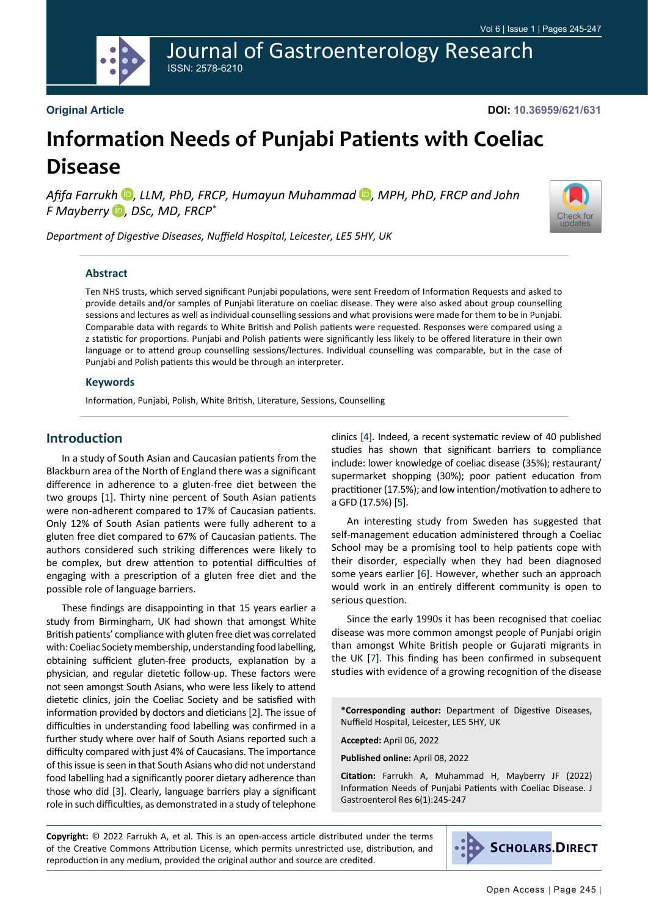Original Article

DOI: 10.36959/621/631

# Information Needs of Punjabi Patients with Coeliac Disease

*Afifa Farrukh*, LLM, PhD, FRCP, *Humayun Muhammad*, MPH, PhD, FRCP and *John F Mayberry*, DSc, MD, FRCP*

*Department of Digestive Diseases, Nuffield Hospital, Leicester, LE5 5HY, UK*

## Abstract

Ten NHS trusts, which served significant Punjabi populations, were sent Freedom of Information Requests and asked to provide details and/or samples of Punjabi literature on coeliac disease. They were also asked about group counselling sessions and lectures as well as individual counselling sessions and what provisions were made for them to be in Punjabi. Comparable data with regards to White British and Polish patients were requested. Responses were compared using a z statistic for proportions. Punjabi and Polish patients were significantly less likely to be offered literature in their own language or to attend group counselling sessions/lectures. Individual counselling was comparable, but in the case of Punjabi and Polish patients this would be through an interpreter.

## Keywords

Information, Punjabi, Polish, White British, Literature, Sessions, Counselling

## Introduction

In a study of South Asian and Caucasian patients from the Blackburn area of the North of England there was a significant difference in adherence to a gluten-free diet between the two groups [1]. Thirty nine percent of South Asian patients were non-adherent compared to 17% of Caucasian patients. Only 12% of South Asian patients were fully adherent to a gluten free diet compared to 67% of Caucasian patients. The authors considered such striking differences were likely to be complex, but drew attention to potential difficulties of engaging with a prescription of a gluten free diet and the possible role of language barriers.

These findings are disappointing in that 15 years earlier a study from Birmingham, UK had shown that amongst White British patients' compliance with gluten free diet was correlated with: Coeliac Society membership, understanding food labelling, obtaining sufficient gluten-free products, explanation by a physician, and regular dietetic follow-up. These factors were not seen amongst South Asians, who were less likely to attend dietetic clinics, join the Coeliac Society and be satisfied with information provided by doctors and dieticians [2]. The issue of difficulties in understanding food labelling was confirmed in a further study where over half of South Asians reported such a difficulty compared with just 4% of Caucasians. The importance of this issue is seen in that South Asians who did not understand food labelling had a significantly poorer dietary adherence than those who did [3]. Clearly, language barriers play a significant role in such difficulties, as demonstrated in a study of telephone clinics [4]. Indeed, a recent systematic review of 40 published studies has shown that significant barriers to compliance include: lower knowledge of coeliac disease (35%); restaurant/supermarket shopping (30%); poor patient education from practitioner (17.5%); and low intention/motivation to adhere to a GFD (17.5%) [5].

An interesting study from Sweden has suggested that self-management education administered through a Coeliac School may be a promising tool to help patients cope with their disorder, especially when they had been diagnosed some years earlier [6]. However, whether such an approach would work in an entirely different community is open to serious question.

Since the early 1990s it has been recognised that coeliac disease was more common amongst people of Punjabi origin than amongst White British people or Gujarati migrants in the UK [7]. This finding has been confirmed in subsequent studies with evidence of a growing recognition of the disease

**\*Corresponding author:** Department of Digestive Diseases, Nuffield Hospital, Leicester, LE5 5HY, UK

**Accepted:** April 06, 2022

**Published online:** April 08, 2022

**Citation:** Farrukh A, Muhammad H, Mayberry JF (2022) Information Needs of Punjabi Patients with Coeliac Disease. J Gastroenterol Res 6(1):245-247

**Copyright:** © 2022 Farrukh A, et al. This is an open-access article distributed under the terms of the Creative Commons Attribution License, which permits unrestricted use, distribution, and reproduction in any medium, provided the original author and source are credited.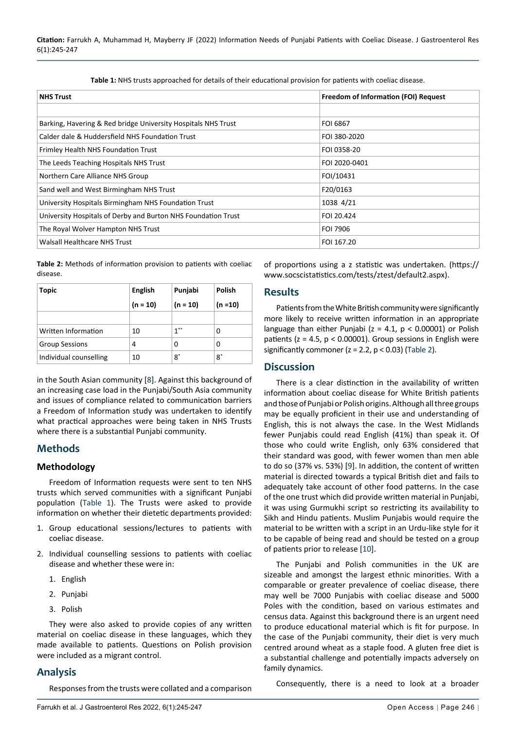**Table 1:** NHS trusts approached for details of their educational provision for patients with coeliac disease.

| NHS Trust | Freedom of Information (FOI) Request |
|---|---|
| | |
| Barking, Havering & Red bridge University Hospitals NHS Trust | FOI 6867 |
| Calder dale & Huddersfield NHS Foundation Trust | FOI 380-2020 |
| Frimley Health NHS Foundation Trust | FOI 0358-20 |
| The Leeds Teaching Hospitals NHS Trust | FOI 2020-0401 |
| Northern Care Alliance NHS Group | FOI/10431 |
| Sand well and West Birmingham NHS Trust | F20/0163 |
| University Hospitals Birmingham NHS Foundation Trust | 1038 4/21 |
| University Hospitals of Derby and Burton NHS Foundation Trust | FOI 20.424 |
| The Royal Wolver Hampton NHS Trust | FOI 7906 |
| Walsall Healthcare NHS Trust | FOI 167.20 |

**Table 2:** Methods of information provision to patients with coeliac disease.

| Topic | English (n = 10) | Punjabi (n = 10) | Polish (n =10) |
|---|---|---|---|
| | | | |
| Written Information | 10 | 1** | 0 |
| Group Sessions | 4 | 0 | 0 |
| Individual counselling | 10 | 8* | 8* |

in the South Asian community [8]. Against this background of an increasing case load in the Punjabi/South Asia community and issues of compliance related to communication barriers a Freedom of Information study was undertaken to identify what practical approaches were being taken in NHS Trusts where there is a substantial Punjabi community.

## Methods

### Methodology

Freedom of Information requests were sent to ten NHS trusts which served communities with a significant Punjabi population (Table 1). The Trusts were asked to provide information on whether their dietetic departments provided:

1. Group educational sessions/lectures to patients with coeliac disease.
2. Individual counselling sessions to patients with coeliac disease and whether these were in:
    1. English
    2. Punjabi
    3. Polish

They were also asked to provide copies of any written material on coeliac disease in these languages, which they made available to patients. Questions on Polish provision were included as a migrant control.

## Analysis

Responses from the trusts were collated and a comparison of proportions using a z statistic was undertaken. (https://www.socscistatistics.com/tests/ztest/default2.aspx).

## Results

Patients from the White British community were significantly more likely to receive written information in an appropriate language than either Punjabi ($z = 4.1$, $p < 0.00001$) or Polish patients ($z = 4.5$, $p < 0.00001$). Group sessions in English were significantly commoner ($z = 2.2$, $p < 0.03$) (Table 2).

## Discussion

There is a clear distinction in the availability of written information about coeliac disease for White British patients and those of Punjabi or Polish origins. Although all three groups may be equally proficient in their use and understanding of English, this is not always the case. In the West Midlands fewer Punjabis could read English (41%) than speak it. Of those who could write English, only 63% considered that their standard was good, with fewer women than men able to do so (37% vs. 53%) [9]. In addition, the content of written material is directed towards a typical British diet and fails to adequately take account of other food patterns. In the case of the one trust which did provide written material in Punjabi, it was using Gurmukhi script so restricting its availability to Sikh and Hindu patients. Muslim Punjabis would require the material to be written with a script in an Urdu-like style for it to be capable of being read and should be tested on a group of patients prior to release [10].

The Punjabi and Polish communities in the UK are sizeable and amongst the largest ethnic minorities. With a comparable or greater prevalence of coeliac disease, there may well be 7000 Punjabis with coeliac disease and 5000 Poles with the condition, based on various estimates and census data. Against this background there is an urgent need to produce educational material which is fit for purpose. In the case of the Punjabi community, their diet is very much centred around wheat as a staple food. A gluten free diet is a substantial challenge and potentially impacts adversely on family dynamics.

Consequently, there is a need to look at a broader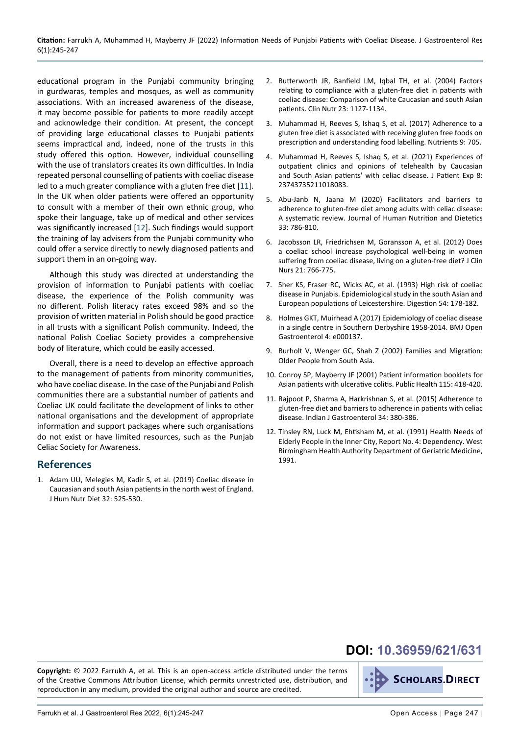educational program in the Punjabi community bringing in gurdwaras, temples and mosques, as well as community associations. With an increased awareness of the disease, it may become possible for patients to more readily accept and acknowledge their condition. At present, the concept of providing large educational classes to Punjabi patients seems impractical and, indeed, none of the trusts in this study offered this option. However, individual counselling with the use of translators creates its own difficulties. In India repeated personal counselling of patients with coeliac disease led to a much greater compliance with a gluten free diet [11]. In the UK when older patients were offered an opportunity to consult with a member of their own ethnic group, who spoke their language, take up of medical and other services was significantly increased [12]. Such findings would support the training of lay advisers from the Punjabi community who could offer a service directly to newly diagnosed patients and support them in an on-going way.

Although this study was directed at understanding the provision of information to Punjabi patients with coeliac disease, the experience of the Polish community was no different. Polish literacy rates exceed 98% and so the provision of written material in Polish should be good practice in all trusts with a significant Polish community. Indeed, the national Polish Coeliac Society provides a comprehensive body of literature, which could be easily accessed.

Overall, there is a need to develop an effective approach to the management of patients from minority communities, who have coeliac disease. In the case of the Punjabi and Polish communities there are a substantial number of patients and Coeliac UK could facilitate the development of links to other national organisations and the development of appropriate information and support packages where such organisations do not exist or have limited resources, such as the Punjab Celiac Society for Awareness.

## References

1. Adam UU, Melegies M, Kadir S, et al. (2019) Coeliac disease in Caucasian and south Asian patients in the north west of England. J Hum Nutr Diet 32: 525-530.
2. Butterworth JR, Banfield LM, Iqbal TH, et al. (2004) Factors relating to compliance with a gluten-free diet in patients with coeliac disease: Comparison of white Caucasian and south Asian patients. Clin Nutr 23: 1127-1134.
3. Muhammad H, Reeves S, Ishaq S, et al. (2017) Adherence to a gluten free diet is associated with receiving gluten free foods on prescription and understanding food labelling. Nutrients 9: 705.
4. Muhammad H, Reeves S, Ishaq S, et al. (2021) Experiences of outpatient clinics and opinions of telehealth by Caucasian and South Asian patients' with celiac disease. J Patient Exp 8: 23743735211018083.
5. Abu-Janb N, Jaana M (2020) Facilitators and barriers to adherence to gluten-free diet among adults with celiac disease: A systematic review. Journal of Human Nutrition and Dietetics 33: 786-810.
6. Jacobsson LR, Friedrichsen M, Goransson A, et al. (2012) Does a coeliac school increase psychological well-being in women suffering from coeliac disease, living on a gluten-free diet? J Clin Nurs 21: 766-775.
7. Sher KS, Fraser RC, Wicks AC, et al. (1993) High risk of coeliac disease in Punjabis. Epidemiological study in the south Asian and European populations of Leicestershire. Digestion 54: 178-182.
8. Holmes GKT, Muirhead A (2017) Epidemiology of coeliac disease in a single centre in Southern Derbyshire 1958-2014. BMJ Open Gastroenterol 4: e000137.
9. Burholt V, Wenger GC, Shah Z (2002) Families and Migration: Older People from South Asia.
10. Conroy SP, Mayberry JF (2001) Patient information booklets for Asian patients with ulcerative colitis. Public Health 115: 418-420.
11. Rajpoot P, Sharma A, Harkrishnan S, et al. (2015) Adherence to gluten-free diet and barriers to adherence in patients with celiac disease. Indian J Gastroenterol 34: 380-386.
12. Tinsley RN, Luck M, Ehtisham M, et al. (1991) Health Needs of Elderly People in the Inner City, Report No. 4: Dependency. West Birmingham Health Authority Department of Geriatric Medicine, 1991.

**DOI: 10.36959/621/631**

**Copyright:** © 2022 Farrukh A, et al. This is an open-access article distributed under the terms of the Creative Commons Attribution License, which permits unrestricted use, distribution, and reproduction in any medium, provided the original author and source are credited.